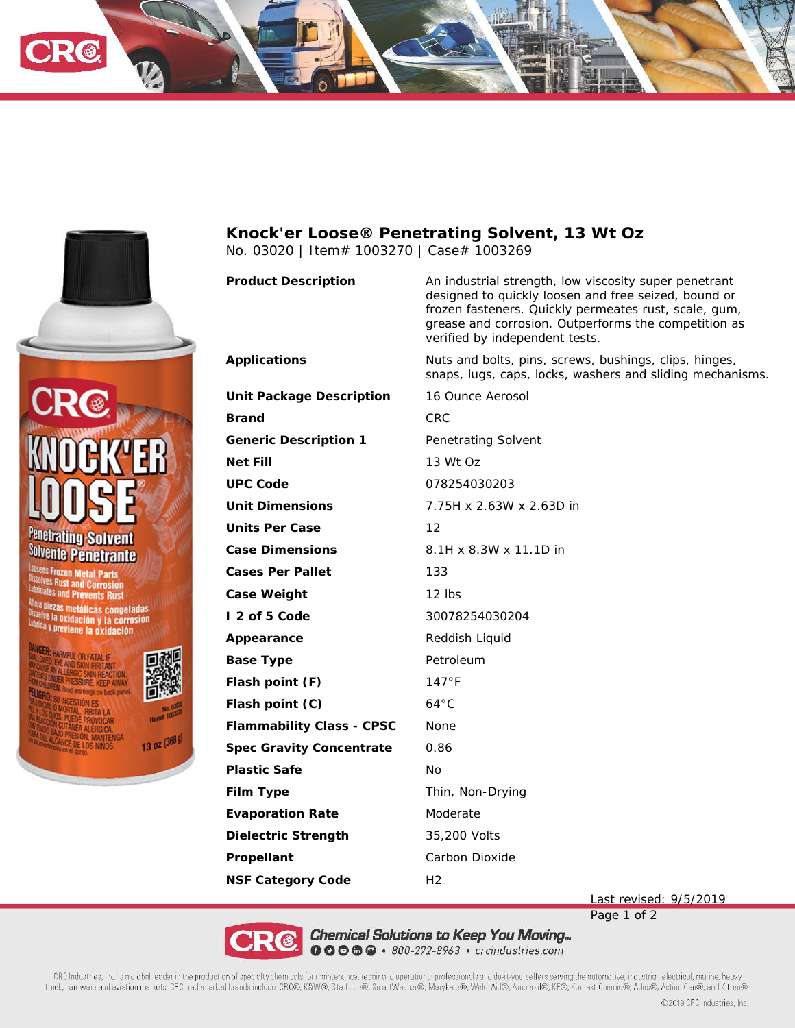# Knock'er Loose® Penetrating Solvent, 13 Wt Oz

No. 03020 | Item# 1003270 | Case# 1003269

| | |
|---|---|
| **Product Description** | An industrial strength, low viscosity super penetrant designed to quickly loosen and free seized, bound or frozen fasteners. Quickly permeates rust, scale, gum, grease and corrosion. Outperforms the competition as verified by independent tests. |
| **Applications** | Nuts and bolts, pins, screws, bushings, clips, hinges, snaps, lugs, caps, locks, washers and sliding mechanisms. |
| **Unit Package Description** | 16 Ounce Aerosol |
| **Brand** | CRC |
| **Generic Description 1** | Penetrating Solvent |
| **Net Fill** | 13 Wt Oz |
| **UPC Code** | 078254030203 |
| **Unit Dimensions** | 7.75H x 2.63W x 2.63D in |
| **Units Per Case** | 12 |
| **Case Dimensions** | 8.1H x 8.3W x 11.1D in |
| **Cases Per Pallet** | 133 |
| **Case Weight** | 12 lbs |
| **I 2 of 5 Code** | 30078254030204 |
| **Appearance** | Reddish Liquid |
| **Base Type** | Petroleum |
| **Flash point (F)** | 147°F |
| **Flash point (C)** | 64°C |
| **Flammability Class - CPSC** | None |
| **Spec Gravity Concentrate** | 0.86 |
| **Plastic Safe** | No |
| **Film Type** | Thin, Non-Drying |
| **Evaporation Rate** | Moderate |
| **Dielectric Strength** | 35,200 Volts |
| **Propellant** | Carbon Dioxide |
| **NSF Category Code** | H2 |

Last revised: 9/5/2019

Chemical Solutions to Keep You Moving™ • 800-272-8963 • crcindustries.com

CRC Industries, Inc. is a global leader in the production of specialty chemicals for maintenance, repair and operational professionals and do-it-yourselfers serving the automotive, industrial, electrical, marine, heavy truck, hardware and aviation markets. CRC trademarked brands include: CRC®, K&W®, Sta-Lube®, SmartWasher®, Marykate®, Weld-Aid®, Ambersil®, KF®, Kontakt Chemie®, Ados®, Action Can®, and Kitten®.

©2019 CRC Industries, Inc.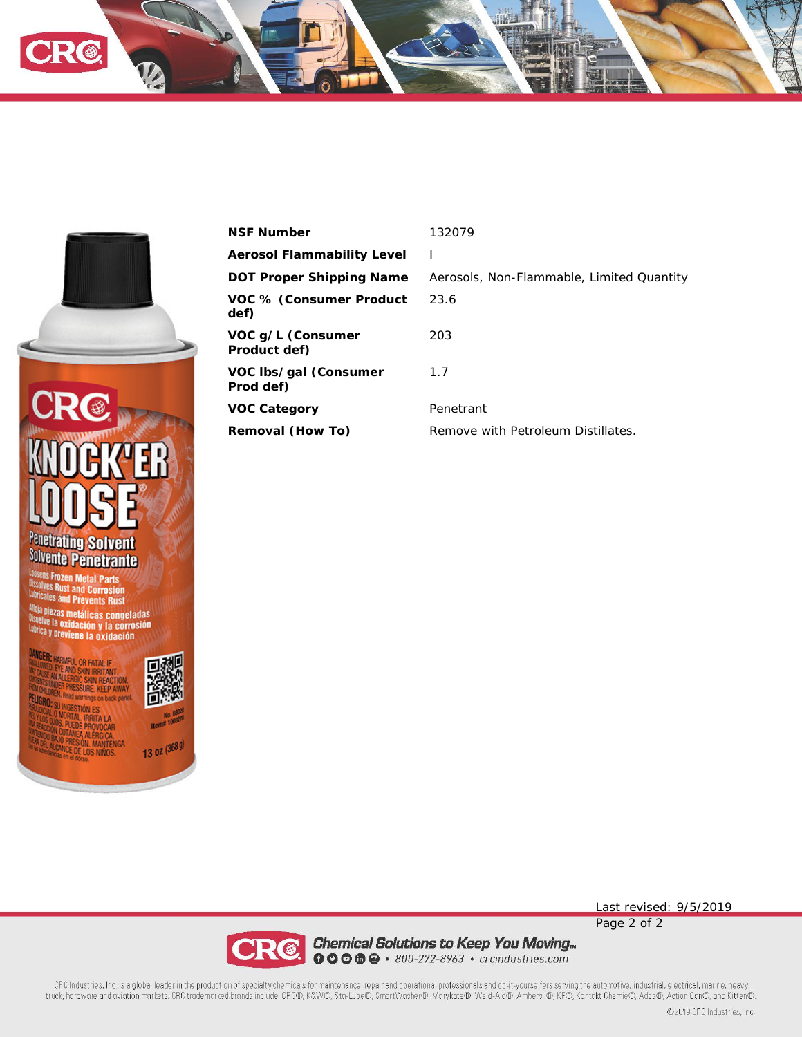| | |
|---|---|
| **NSF Number** | 132079 |
| **Aerosol Flammability Level** | I |
| **DOT Proper Shipping Name** | Aerosols, Non-Flammable, Limited Quantity |
| **VOC % (Consumer Product def)** | 23.6 |
| **VOC g/L (Consumer Product def)** | 203 |
| **VOC lbs/gal (Consumer Prod def)** | 1.7 |
| **VOC Category** | Penetrant |
| **Removal (How To)** | Remove with Petroleum Distillates. |

Last revised: 9/5/2019

*Chemical Solutions to Keep You Moving*™ • 800-272-8963 • crcindustries.com

CRC Industries, Inc. is a global leader in the production of specialty chemicals for maintenance, repair and operational professionals and do-it-yourselfers serving the automotive, industrial, electrical, marine, heavy truck, hardware and aviation markets. CRC trademarked brands include: CRC®, K&W®, Sta-Lube®, SmartWasher®, Marykate®, Weld-Aid®, Ambersil®, KF®, Kontakt Chemie®, Ados®, Action Can®, and Kitten®.

©2019 CRC Industries, Inc.